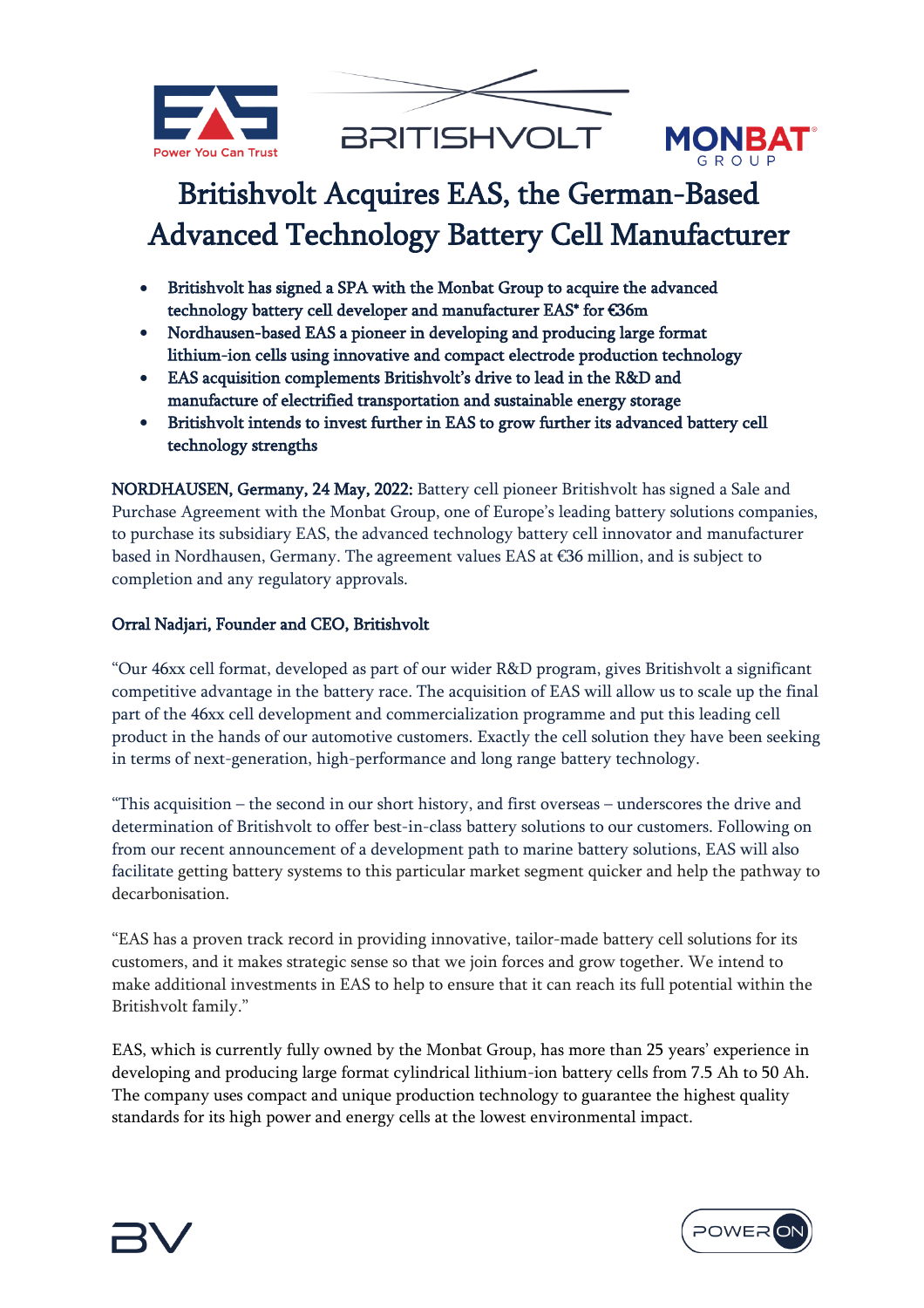# Britishvolt Acquires EAS, the German-Based Advanced Technology Battery Cell Manufacturer

- **Britishvolt has signed a SPA with the Monbat Group to acquire the advanced technology battery cell developer and manufacturer EAS* for €36m**
- **Nordhausen-based EAS a pioneer in developing and producing large format lithium-ion cells using innovative and compact electrode production technology**
- **EAS acquisition complements Britishvolt's drive to lead in the R&D and manufacture of electrified transportation and sustainable energy storage**
- **Britishvolt intends to invest further in EAS to grow further its advanced battery cell technology strengths**

**NORDHAUSEN, Germany, 24 May, 2022:** Battery cell pioneer Britishvolt has signed a Sale and Purchase Agreement with the Monbat Group, one of Europe's leading battery solutions companies, to purchase its subsidiary EAS, the advanced technology battery cell innovator and manufacturer based in Nordhausen, Germany. The agreement values EAS at €36 million, and is subject to completion and any regulatory approvals.

**Orral Nadjari, Founder and CEO, Britishvolt**

"Our 46xx cell format, developed as part of our wider R&D program, gives Britishvolt a significant competitive advantage in the battery race. The acquisition of EAS will allow us to scale up the final part of the 46xx cell development and commercialization programme and put this leading cell product in the hands of our automotive customers. Exactly the cell solution they have been seeking in terms of next-generation, high-performance and long range battery technology.

"This acquisition – the second in our short history, and first overseas – underscores the drive and determination of Britishvolt to offer best-in-class battery solutions to our customers. Following on from our recent announcement of a development path to marine battery solutions, EAS will also facilitate getting battery systems to this particular market segment quicker and help the pathway to decarbonisation.

"EAS has a proven track record in providing innovative, tailor-made battery cell solutions for its customers, and it makes strategic sense so that we join forces and grow together. We intend to make additional investments in EAS to help to ensure that it can reach its full potential within the Britishvolt family."

EAS, which is currently fully owned by the Monbat Group, has more than 25 years' experience in developing and producing large format cylindrical lithium-ion battery cells from 7.5 Ah to 50 Ah. The company uses compact and unique production technology to guarantee the highest quality standards for its high power and energy cells at the lowest environmental impact.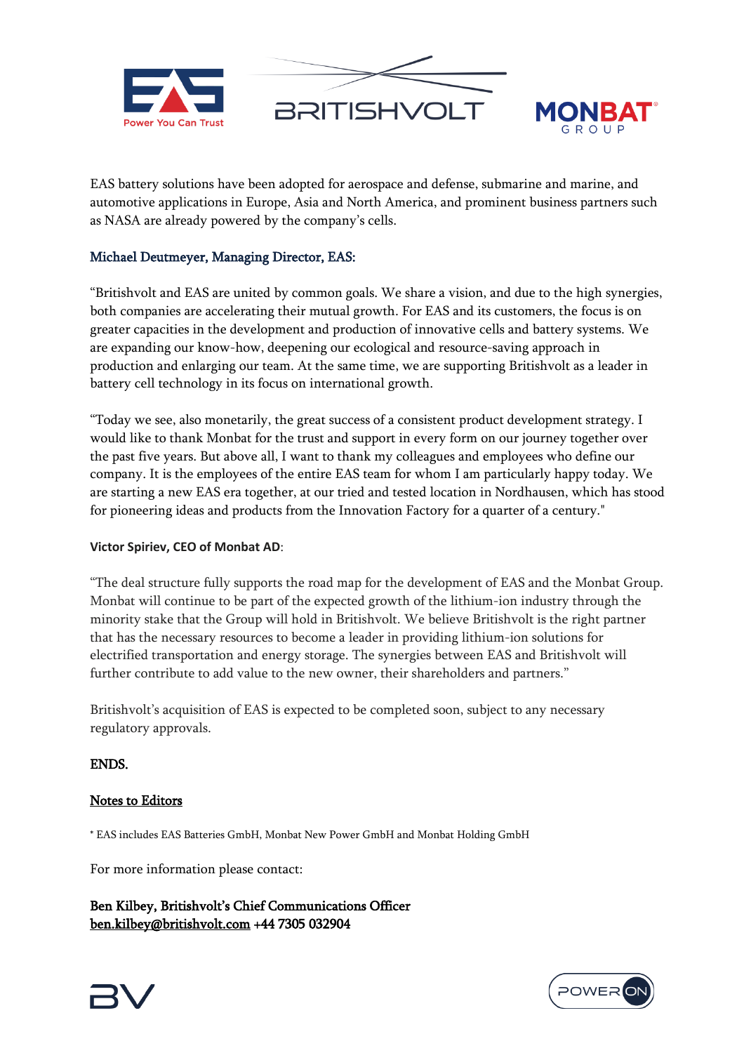EAS battery solutions have been adopted for aerospace and defense, submarine and marine, and automotive applications in Europe, Asia and North America, and prominent business partners such as NASA are already powered by the company's cells.

**Michael Deutmeyer, Managing Director, EAS:**

"Britishvolt and EAS are united by common goals. We share a vision, and due to the high synergies, both companies are accelerating their mutual growth. For EAS and its customers, the focus is on greater capacities in the development and production of innovative cells and battery systems. We are expanding our know-how, deepening our ecological and resource-saving approach in production and enlarging our team. At the same time, we are supporting Britishvolt as a leader in battery cell technology in its focus on international growth.

"Today we see, also monetarily, the great success of a consistent product development strategy. I would like to thank Monbat for the trust and support in every form on our journey together over the past five years. But above all, I want to thank my colleagues and employees who define our company. It is the employees of the entire EAS team for whom I am particularly happy today. We are starting a new EAS era together, at our tried and tested location in Nordhausen, which has stood for pioneering ideas and products from the Innovation Factory for a quarter of a century."

**Victor Spiriev, CEO of Monbat AD**:

"The deal structure fully supports the road map for the development of EAS and the Monbat Group. Monbat will continue to be part of the expected growth of the lithium-ion industry through the minority stake that the Group will hold in Britishvolt. We believe Britishvolt is the right partner that has the necessary resources to become a leader in providing lithium-ion solutions for electrified transportation and energy storage. The synergies between EAS and Britishvolt will further contribute to add value to the new owner, their shareholders and partners."

Britishvolt's acquisition of EAS is expected to be completed soon, subject to any necessary regulatory approvals.

**ENDS.**

**Notes to Editors**

* EAS includes EAS Batteries GmbH, Monbat New Power GmbH and Monbat Holding GmbH

For more information please contact:

**Ben Kilbey, Britishvolt's Chief Communications Officer**
**ben.kilbey@britishvolt.com +44 7305 032904**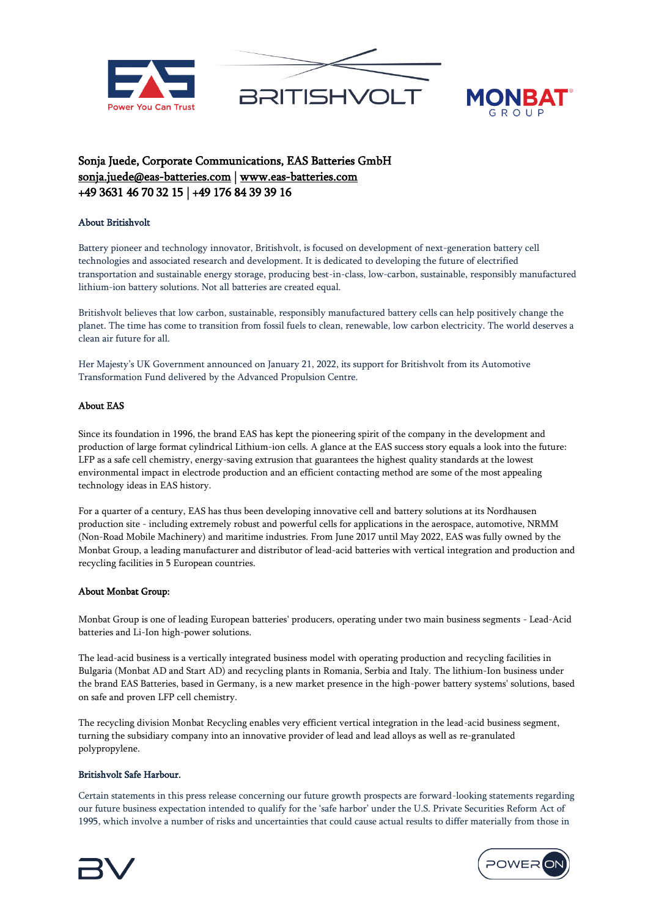Sonja Juede, Corporate Communications, EAS Batteries GmbH
[sonja.juede@eas-batteries.com](mailto:sonja.juede@eas-batteries.com) | [www.eas-batteries.com](http://www.eas-batteries.com)
+49 3631 46 70 32 15 | +49 176 84 39 39 16

### About Britishvolt

Battery pioneer and technology innovator, Britishvolt, is focused on development of next-generation battery cell technologies and associated research and development. It is dedicated to developing the future of electrified transportation and sustainable energy storage, producing best-in-class, low-carbon, sustainable, responsibly manufactured lithium-ion battery solutions. Not all batteries are created equal.

Britishvolt believes that low carbon, sustainable, responsibly manufactured battery cells can help positively change the planet. The time has come to transition from fossil fuels to clean, renewable, low carbon electricity. The world deserves a clean air future for all.

Her Majesty's UK Government announced on January 21, 2022, its support for Britishvolt from its Automotive Transformation Fund delivered by the Advanced Propulsion Centre.

### About EAS

Since its foundation in 1996, the brand EAS has kept the pioneering spirit of the company in the development and production of large format cylindrical Lithium-ion cells. A glance at the EAS success story equals a look into the future: LFP as a safe cell chemistry, energy-saving extrusion that guarantees the highest quality standards at the lowest environmental impact in electrode production and an efficient contacting method are some of the most appealing technology ideas in EAS history.

For a quarter of a century, EAS has thus been developing innovative cell and battery solutions at its Nordhausen production site - including extremely robust and powerful cells for applications in the aerospace, automotive, NRMM (Non-Road Mobile Machinery) and maritime industries. From June 2017 until May 2022, EAS was fully owned by the Monbat Group, a leading manufacturer and distributor of lead-acid batteries with vertical integration and production and recycling facilities in 5 European countries.

### About Monbat Group:

Monbat Group is one of leading European batteries' producers, operating under two main business segments - Lead-Acid batteries and Li-Ion high-power solutions.

The lead-acid business is a vertically integrated business model with operating production and recycling facilities in Bulgaria (Monbat AD and Start AD) and recycling plants in Romania, Serbia and Italy. The lithium-Ion business under the brand EAS Batteries, based in Germany, is a new market presence in the high-power battery systems' solutions, based on safe and proven LFP cell chemistry.

The recycling division Monbat Recycling enables very efficient vertical integration in the lead-acid business segment, turning the subsidiary company into an innovative provider of lead and lead alloys as well as re-granulated polypropylene.

### Britishvolt Safe Harbour.

Certain statements in this press release concerning our future growth prospects are forward-looking statements regarding our future business expectation intended to qualify for the 'safe harbor' under the U.S. Private Securities Reform Act of 1995, which involve a number of risks and uncertainties that could cause actual results to differ materially from those in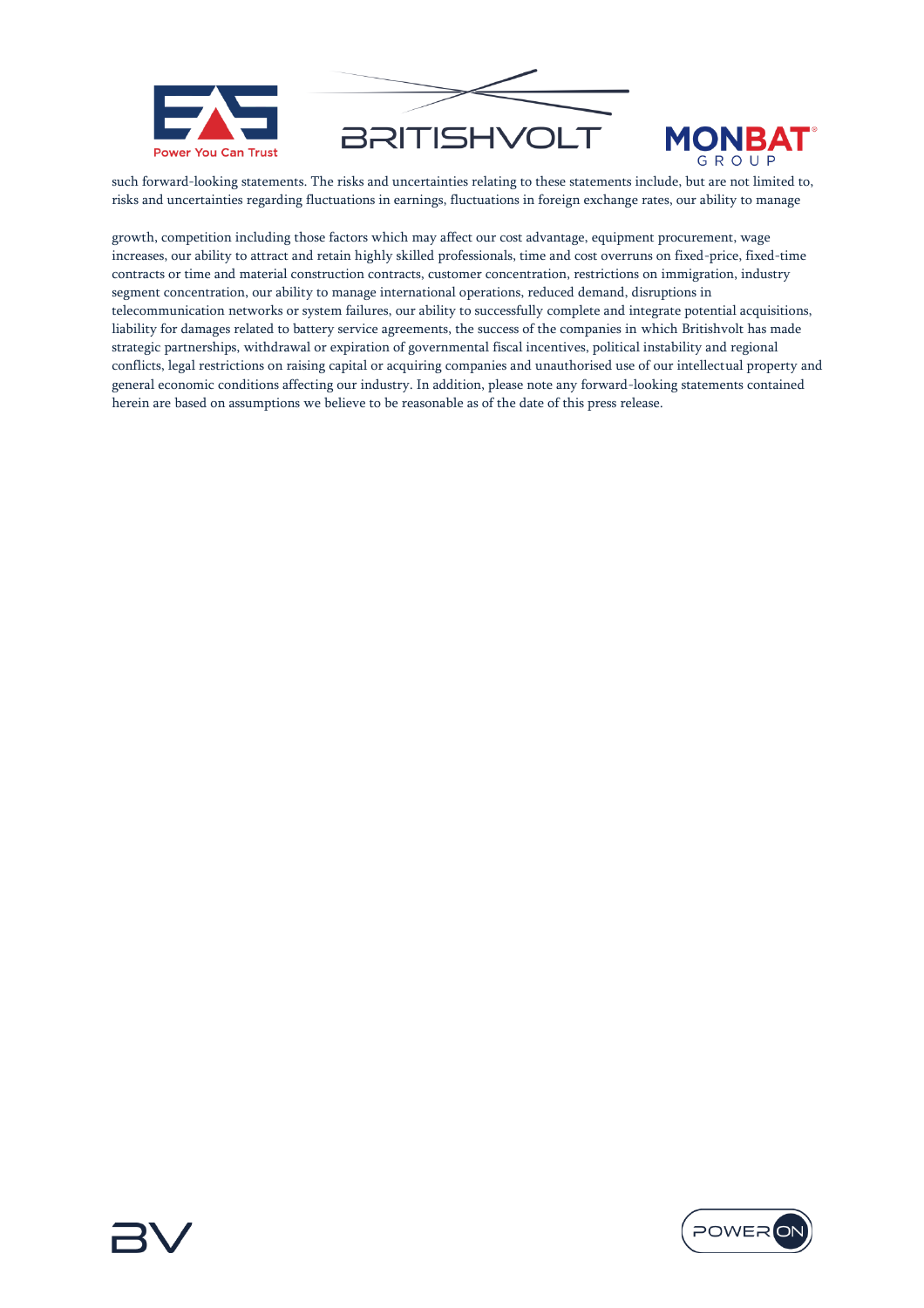such forward-looking statements. The risks and uncertainties relating to these statements include, but are not limited to, risks and uncertainties regarding fluctuations in earnings, fluctuations in foreign exchange rates, our ability to manage

growth, competition including those factors which may affect our cost advantage, equipment procurement, wage increases, our ability to attract and retain highly skilled professionals, time and cost overruns on fixed-price, fixed-time contracts or time and material construction contracts, customer concentration, restrictions on immigration, industry segment concentration, our ability to manage international operations, reduced demand, disruptions in telecommunication networks or system failures, our ability to successfully complete and integrate potential acquisitions, liability for damages related to battery service agreements, the success of the companies in which Britishvolt has made strategic partnerships, withdrawal or expiration of governmental fiscal incentives, political instability and regional conflicts, legal restrictions on raising capital or acquiring companies and unauthorised use of our intellectual property and general economic conditions affecting our industry. In addition, please note any forward-looking statements contained herein are based on assumptions we believe to be reasonable as of the date of this press release.